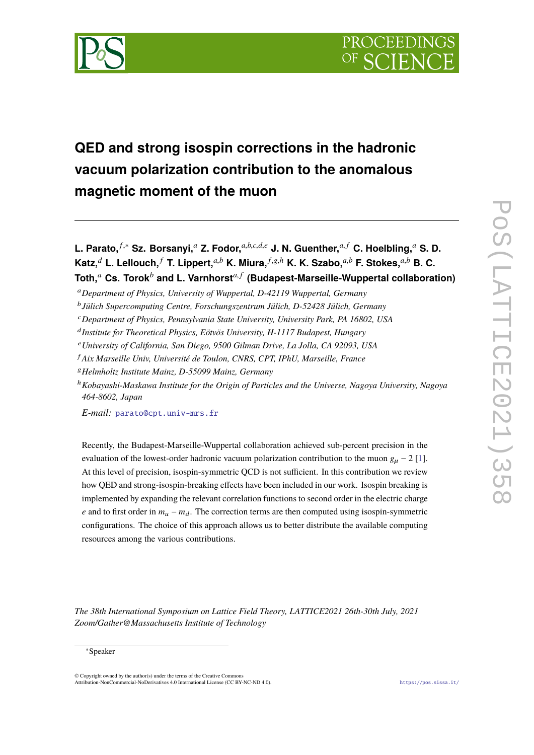# QED and strong isospin corrections in the hadronic vacuum polarization contribution to the anomalous magnetic moment of the muon

**L. Parato,**[f,*] **Sz. Borsanyi,**[a] **Z. Fodor,**[a,b,c,d,e] **J. N. Guenther,**[a,f] **C. Hoelbling,**[a] **S. D. Katz,**[d] **L. Lellouch,**[f] **T. Lippert,**[a,b] **K. Miura,**[f,g,h] **K. K. Szabo,**[a,b] **F. Stokes,**[a,b] **B. C. Toth,**[a] **Cs. Torok**[b] **and L. Varnhorst**[a,f] **(Budapest-Marseille-Wuppertal collaboration)**

[a] *Department of Physics, University of Wuppertal, D-42119 Wuppertal, Germany*

[b] *Jülich Supercomputing Centre, Forschungszentrum Jülich, D-52428 Jülich, Germany*

[c] *Department of Physics, Pennsylvania State University, University Park, PA 16802, USA*

[d] *Institute for Theoretical Physics, Eötvös University, H-1117 Budapest, Hungary*

[e] *University of California, San Diego, 9500 Gilman Drive, La Jolla, CA 92093, USA*

[f] *Aix Marseille Univ, Université de Toulon, CNRS, CPT, IPhU, Marseille, France*

[g] *Helmholtz Institute Mainz, D-55099 Mainz, Germany*

[h] *Kobayashi-Maskawa Institute for the Origin of Particles and the Universe, Nagoya University, Nagoya 464-8602, Japan*

*E-mail:* parato@cpt.univ-mrs.fr

Recently, the Budapest-Marseille-Wuppertal collaboration achieved sub-percent precision in the evaluation of the lowest-order hadronic vacuum polarization contribution to the muon $g_\mu - 2$ [1]. At this level of precision, isospin-symmetric QCD is not sufficient. In this contribution we review how QED and strong-isospin-breaking effects have been included in our work. Isospin breaking is implemented by expanding the relevant correlation functions to second order in the electric charge $e$ and to first order in $m_u - m_d$. The correction terms are then computed using isospin-symmetric configurations. The choice of this approach allows us to better distribute the available computing resources among the various contributions.

*The 38th International Symposium on Lattice Field Theory, LATTICE2021 26th-30th July, 2021 Zoom/Gather@Massachusetts Institute of Technology*

---

*Speaker

© Copyright owned by the author(s) under the terms of the Creative Commons Attribution-NonCommercial-NoDerivatives 4.0 International License (CC BY-NC-ND 4.0).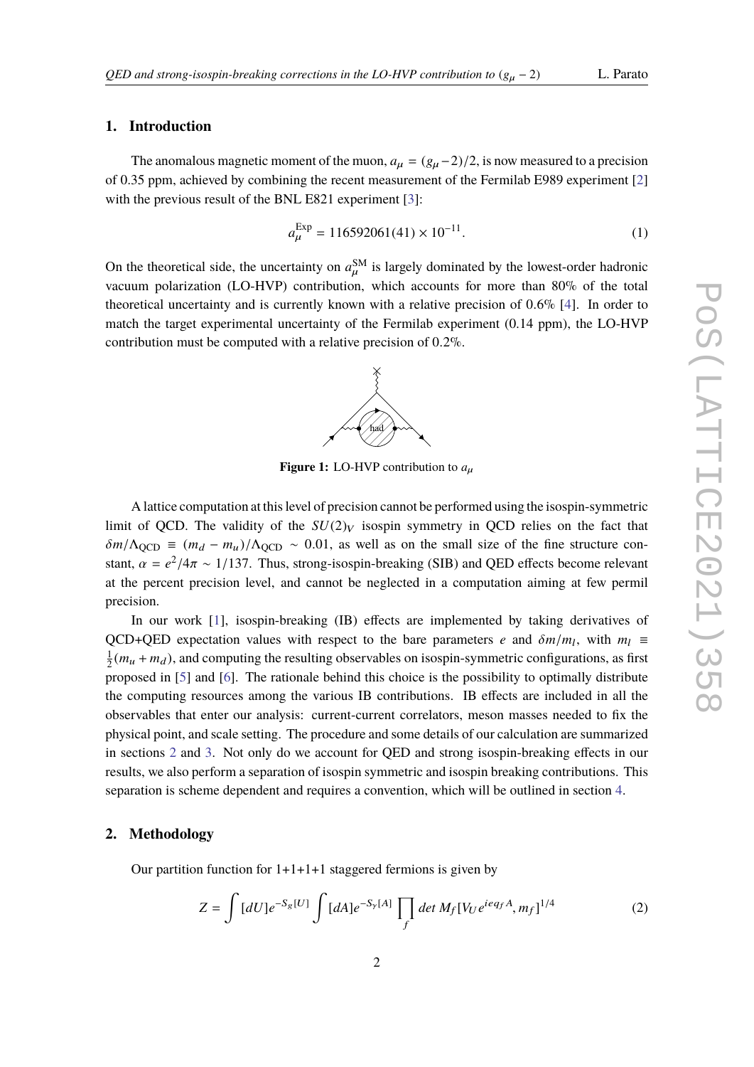## 1. Introduction

The anomalous magnetic moment of the muon, $a_\mu = (g_\mu - 2)/2$, is now measured to a precision of 0.35 ppm, achieved by combining the recent measurement of the Fermilab E989 experiment [2] with the previous result of the BNL E821 experiment [3]:

$$a_\mu^{\mathrm{Exp}} = 116592061(41) \times 10^{-11}. \tag{1}$$

On the theoretical side, the uncertainty on $a_\mu^{\mathrm{SM}}$ is largely dominated by the lowest-order hadronic vacuum polarization (LO-HVP) contribution, which accounts for more than 80% of the total theoretical uncertainty and is currently known with a relative precision of 0.6% [4]. In order to match the target experimental uncertainty of the Fermilab experiment (0.14 ppm), the LO-HVP contribution must be computed with a relative precision of 0.2%.

**Figure 1:** LO-HVP contribution to $a_\mu$

A lattice computation at this level of precision cannot be performed using the isospin-symmetric limit of QCD. The validity of the $SU(2)_V$ isospin symmetry in QCD relies on the fact that $\delta m/\Lambda_{\mathrm{QCD}} \equiv (m_d - m_u)/\Lambda_{\mathrm{QCD}} \sim 0.01$, as well as on the small size of the fine structure constant, $\alpha = e^2/4\pi \sim 1/137$. Thus, strong-isospin-breaking (SIB) and QED effects become relevant at the percent precision level, and cannot be neglected in a computation aiming at few permil precision.

In our work [1], isospin-breaking (IB) effects are implemented by taking derivatives of QCD+QED expectation values with respect to the bare parameters $e$ and $\delta m/m_l$, with $m_l \equiv \frac{1}{2}(m_u + m_d)$, and computing the resulting observables on isospin-symmetric configurations, as first proposed in [5] and [6]. The rationale behind this choice is the possibility to optimally distribute the computing resources among the various IB contributions. IB effects are included in all the observables that enter our analysis: current-current correlators, meson masses needed to fix the physical point, and scale setting. The procedure and some details of our calculation are summarized in sections 2 and 3. Not only do we account for QED and strong isospin-breaking effects in our results, we also perform a separation of isospin symmetric and isospin breaking contributions. This separation is scheme dependent and requires a convention, which will be outlined in section 4.

## 2. Methodology

Our partition function for 1+1+1+1 staggered fermions is given by

$$Z = \int [dU] e^{-S_g[U]} \int [dA] e^{-S_\gamma[A]} \prod_f \det M_f[V_U e^{ieq_f A}, m_f]^{1/4} \tag{2}$$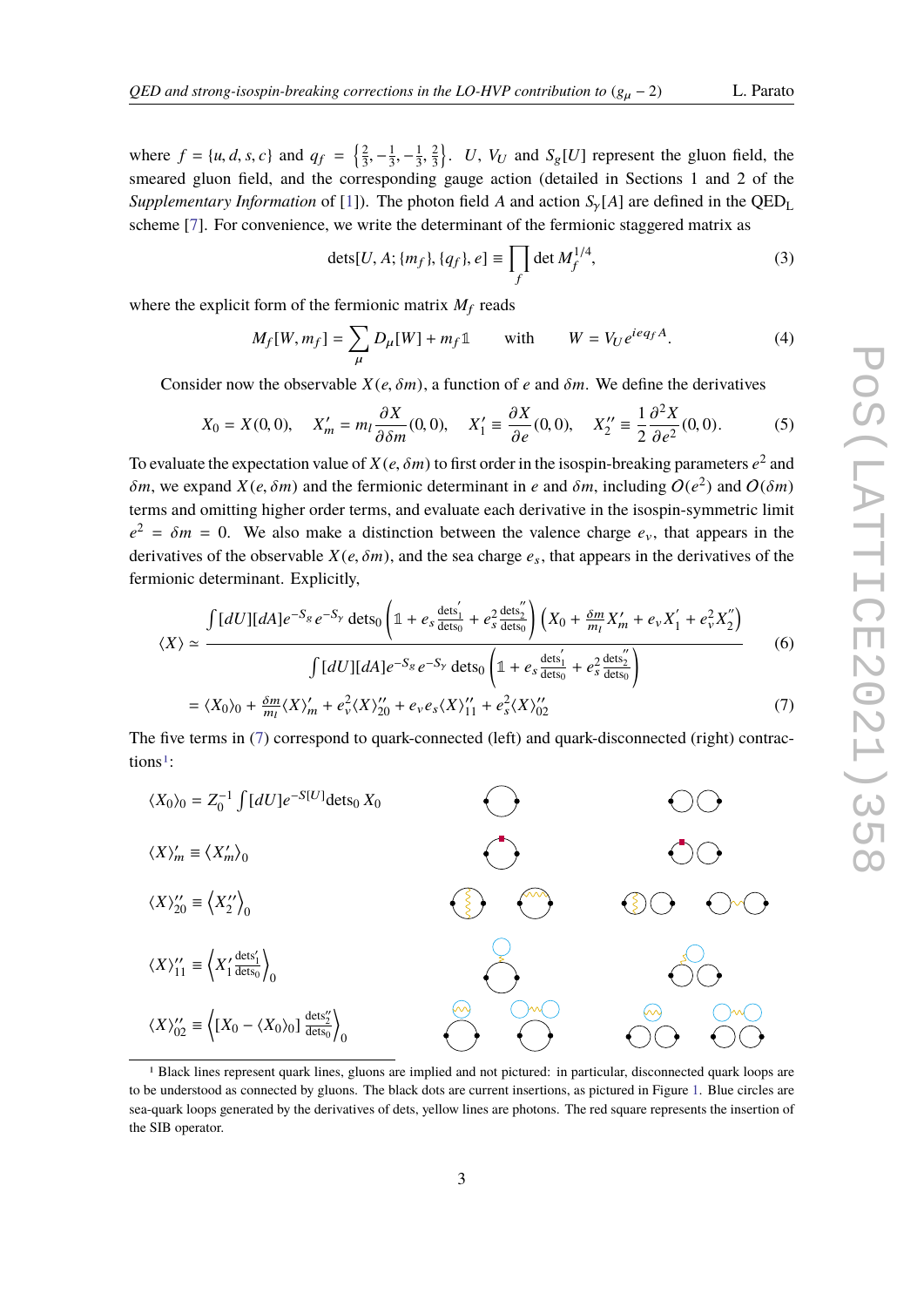where $f = \{u, d, s, c\}$ and $q_f = \left\{\frac{2}{3}, -\frac{1}{3}, -\frac{1}{3}, \frac{2}{3}\right\}$. $U$, $V_U$ and $S_g[U]$ represent the gluon field, the smeared gluon field, and the corresponding gauge action (detailed in Sections 1 and 2 of the *Supplementary Information* of [1]). The photon field $A$ and action $S_\gamma[A]$ are defined in the QED$_\text{L}$ scheme [7]. For convenience, we write the determinant of the fermionic staggered matrix as

$$\text{dets}[U, A; \{m_f\}, \{q_f\}, e] \equiv \prod_f \det M_f^{1/4}, \tag{3}$$

where the explicit form of the fermionic matrix $M_f$ reads

$$M_f[W, m_f] = \sum_\mu D_\mu[W] + m_f \mathbb{1} \qquad \text{with} \qquad W = V_U e^{ieq_f A}. \tag{4}$$

Consider now the observable $X(e, \delta m)$, a function of $e$ and $\delta m$. We define the derivatives

$$X_0 = X(0,0), \quad X'_m = m_l \frac{\partial X}{\partial \delta m}(0,0), \quad X'_1 \equiv \frac{\partial X}{\partial e}(0,0), \quad X''_2 \equiv \frac{1}{2}\frac{\partial^2 X}{\partial e^2}(0,0). \tag{5}$$

To evaluate the expectation value of $X(e, \delta m)$ to first order in the isospin-breaking parameters $e^2$ and $\delta m$, we expand $X(e, \delta m)$ and the fermionic determinant in $e$ and $\delta m$, including $O(e^2)$ and $O(\delta m)$ terms and omitting higher order terms, and evaluate each derivative in the isospin-symmetric limit $e^2 = \delta m = 0$. We also make a distinction between the valence charge $e_v$, that appears in the derivatives of the observable $X(e, \delta m)$, and the sea charge $e_s$, that appears in the derivatives of the fermionic determinant. Explicitly,

$$\langle X \rangle \simeq \frac{\int [dU][dA] e^{-S_g} e^{-S_\gamma} \,\text{dets}_0 \left( \mathbb{1} + e_s \frac{\text{dets}'_1}{\text{dets}_0} + e_s^2 \frac{\text{dets}''_2}{\text{dets}_0} \right) \left( X_0 + \frac{\delta m}{m_l} X'_m + e_v X'_1 + e_v^2 X''_2 \right)}{\int [dU][dA] e^{-S_g} e^{-S_\gamma} \,\text{dets}_0 \left( \mathbb{1} + e_s \frac{\text{dets}'_1}{\text{dets}_0} + e_s^2 \frac{\text{dets}''_2}{\text{dets}_0} \right)} \tag{6}$$

$$= \langle X_0 \rangle_0 + \frac{\delta m}{m_l} \langle X \rangle'_m + e_v^2 \langle X \rangle''_{20} + e_v e_s \langle X \rangle''_{11} + e_s^2 \langle X \rangle''_{02} \tag{7}$$

The five terms in (7) correspond to quark-connected (left) and quark-disconnected (right) contractions[1]:

$$\langle X_0 \rangle_0 = Z_0^{-1} \int [dU] e^{-S[U]} \text{dets}_0 \, X_0$$

$$\langle X \rangle'_m \equiv \langle X'_m \rangle_0$$

$$\langle X \rangle''_{20} \equiv \left\langle X''_2 \right\rangle_0$$

$$\langle X \rangle''_{11} \equiv \left\langle X'_1 \frac{\text{dets}'_1}{\text{dets}_0} \right\rangle_0$$

$$\langle X \rangle''_{02} \equiv \left\langle [X_0 - \langle X_0 \rangle_0] \frac{\text{dets}''_2}{\text{dets}_0} \right\rangle_0$$

[1] Black lines represent quark lines, gluons are implied and not pictured: in particular, disconnected quark loops are to be understood as connected by gluons. The black dots are current insertions, as pictured in Figure 1. Blue circles are sea-quark loops generated by the derivatives of dets, yellow lines are photons. The red square represents the insertion of the SIB operator.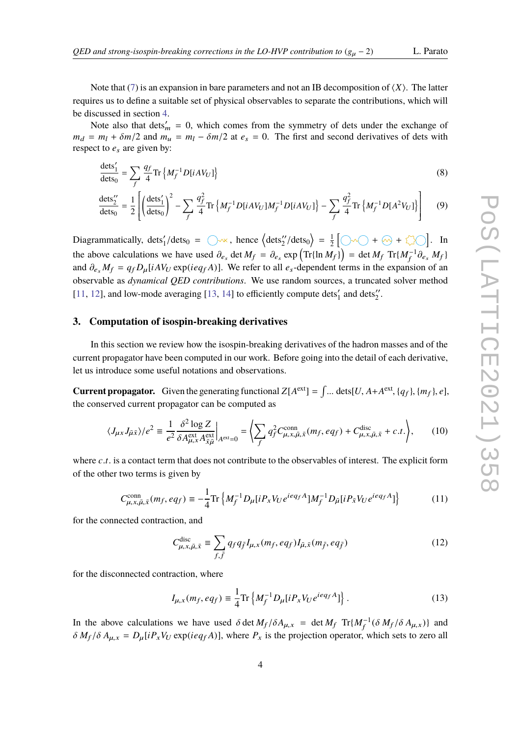Note that (7) is an expansion in bare parameters and not an IB decomposition of $\langle X \rangle$. The latter requires us to define a suitable set of physical observables to separate the contributions, which will be discussed in section 4.

Note also that $\text{dets}'_m = 0$, which comes from the symmetry of dets under the exchange of $m_d = m_l + \delta m/2$ and $m_u = m_l - \delta m/2$ at $e_s = 0$. The first and second derivatives of dets with respect to $e_s$ are given by:

$$\frac{\text{dets}'_1}{\text{dets}_0} = \sum_f \frac{q_f}{4} \text{Tr}\left\{ M_f^{-1} D[iAV_U] \right\} \tag{8}$$

$$\frac{\text{dets}''_2}{\text{dets}_0} = \frac{1}{2}\left[ \left(\frac{\text{dets}'_1}{\text{dets}_0}\right)^2 - \sum_f \frac{q_f^2}{4} \text{Tr}\left\{ M_f^{-1} D[iAV_U] M_f^{-1} D[iAV_U] \right\} - \sum_f \frac{q_f^2}{4} \text{Tr}\left\{ M_f^{-1} D[A^2 V_U] \right\} \right] \tag{9}$$

Diagrammatically, $\text{dets}'_1/\text{dets}_0 =$ [diagram], hence $\left\langle \text{dets}''_2/\text{dets}_0 \right\rangle = \frac{1}{2}\left[ \text{[diagram]} + \text{[diagram]} + \text{[diagram]} \right]$. In the above calculations we have used $\partial_{e_s} \det M_f = \partial_{e_s} \exp\left( \text{Tr}\{\ln M_f\} \right) = \det M_f \; \text{Tr}\{M_f^{-1} \partial_{e_s} M_f\}$ and $\partial_{e_s} M_f = q_f D_\mu[iAV_U \exp(ieq_f A)]$. We refer to all $e_s$-dependent terms in the expansion of an observable as *dynamical QED contributions*. We use random sources, a truncated solver method [11, 12], and low-mode averaging [13, 14] to efficiently compute $\text{dets}'_1$ and $\text{dets}''_2$.

## 3. Computation of isospin-breaking derivatives

In this section we review how the isospin-breaking derivatives of the hadron masses and of the current propagator have been computed in our work. Before going into the detail of each derivative, let us introduce some useful notations and observations.

**Current propagator.** Given the generating functional $Z[A^{\text{ext}}] = \int ... \text{dets}[U, A + A^{\text{ext}}, \{q_f\}, \{m_f\}, e]$, the conserved current propagator can be computed as

$$\langle J_{\mu x} J_{\bar{\mu}\bar{x}} \rangle / e^2 \equiv \frac{1}{e^2} \frac{\delta^2 \log Z}{\delta A^{\text{ext}}_{\mu,x} A^{\text{ext}}_{\bar{x}\bar{\mu}}}\bigg|_{A^{\text{ext}}=0} = \left\langle \sum_f q_f^2 C^{\text{conn}}_{\mu,x,\bar{\mu},\bar{x}}(m_f, eq_f) + C^{\text{disc}}_{\mu,x,\bar{\mu},\bar{x}} + c.t. \right\rangle, \tag{10}$$

where $c.t.$ is a contact term that does not contribute to the observables of interest. The explicit form of the other two terms is given by

$$C^{\text{conn}}_{\mu,x,\bar{\mu},\bar{x}}(m_f, eq_f) \equiv -\frac{1}{4} \text{Tr}\left\{ M_f^{-1} D_\mu[iP_x V_U e^{ieq_f A}] M_f^{-1} D_{\bar{\mu}}[iP_{\bar{x}} V_U e^{ieq_f A}] \right\} \tag{11}$$

for the connected contraction, and

$$C^{\text{disc}}_{\mu,x,\bar{\mu},\bar{x}} \equiv \sum_{f,\bar{f}} q_f q_{\bar{f}} I_{\mu,x}(m_f, eq_f) I_{\bar{\mu},\bar{x}}(m_{\bar{f}}, eq_{\bar{f}}) \tag{12}$$

for the disconnected contraction, where

$$I_{\mu,x}(m_f, eq_f) \equiv \frac{1}{4} \text{Tr}\left\{ M_f^{-1} D_\mu[iP_x V_U e^{ieq_f A}] \right\}. \tag{13}$$

In the above calculations we have used $\delta \det M_f / \delta A_{\mu,x} = \det M_f \; \text{Tr}\{M_f^{-1}(\delta M_f / \delta A_{\mu,x})\}$ and $\delta M_f / \delta A_{\mu,x} = D_\mu[iP_x V_U \exp(ieq_f A)]$, where $P_x$ is the projection operator, which sets to zero all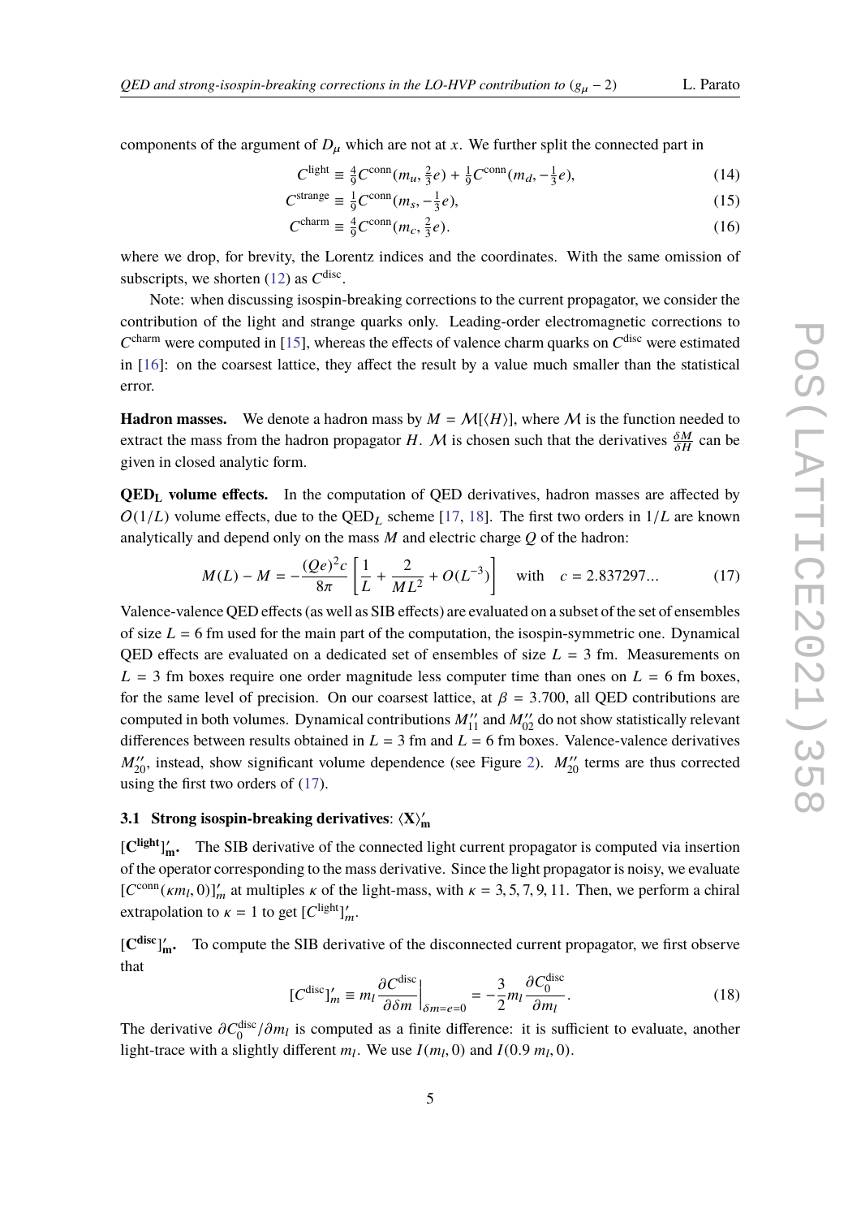components of the argument of $D_\mu$ which are not at $x$. We further split the connected part in

$$C^{\text{light}} \equiv \tfrac{4}{9} C^{\text{conn}}(m_u, \tfrac{2}{3}e) + \tfrac{1}{9} C^{\text{conn}}(m_d, -\tfrac{1}{3}e), \tag{14}$$

$$C^{\text{strange}} \equiv \tfrac{1}{9} C^{\text{conn}}(m_s, -\tfrac{1}{3}e), \tag{15}$$

$$C^{\text{charm}} \equiv \tfrac{4}{9} C^{\text{conn}}(m_c, \tfrac{2}{3}e). \tag{16}$$

where we drop, for brevity, the Lorentz indices and the coordinates. With the same omission of subscripts, we shorten (12) as $C^{\text{disc}}$.

Note: when discussing isospin-breaking corrections to the current propagator, we consider the contribution of the light and strange quarks only. Leading-order electromagnetic corrections to $C^{\text{charm}}$ were computed in [15], whereas the effects of valence charm quarks on $C^{\text{disc}}$ were estimated in [16]: on the coarsest lattice, they affect the result by a value much smaller than the statistical error.

**Hadron masses.** We denote a hadron mass by $M = \mathcal{M}[\langle H \rangle]$, where $\mathcal{M}$ is the function needed to extract the mass from the hadron propagator $H$. $\mathcal{M}$ is chosen such that the derivatives $\frac{\delta M}{\delta H}$ can be given in closed analytic form.

**QED$_\text{L}$ volume effects.** In the computation of QED derivatives, hadron masses are affected by $O(1/L)$ volume effects, due to the QED$_L$ scheme [17, 18]. The first two orders in $1/L$ are known analytically and depend only on the mass $M$ and electric charge $Q$ of the hadron:

$$M(L) - M = -\frac{(Qe)^2 c}{8\pi}\left[\frac{1}{L} + \frac{2}{ML^2} + O(L^{-3})\right] \quad \text{with} \quad c = 2.837297... \tag{17}$$

Valence-valence QED effects (as well as SIB effects) are evaluated on a subset of the set of ensembles of size $L = 6$ fm used for the main part of the computation, the isospin-symmetric one. Dynamical QED effects are evaluated on a dedicated set of ensembles of size $L = 3$ fm. Measurements on $L = 3$ fm boxes require one order magnitude less computer time than ones on $L = 6$ fm boxes, for the same level of precision. On our coarsest lattice, at $\beta = 3.700$, all QED contributions are computed in both volumes. Dynamical contributions $M''_{11}$ and $M''_{02}$ do not show statistically relevant differences between results obtained in $L = 3$ fm and $L = 6$ fm boxes. Valence-valence derivatives $M''_{20}$, instead, show significant volume dependence (see Figure 2). $M''_{20}$ terms are thus corrected using the first two orders of (17).

### 3.1 Strong isospin-breaking derivatives: $\langle \mathbf{X} \rangle'_\mathbf{m}$

**$[\mathbf{C}^{\text{light}}]'_\mathbf{m}$.** The SIB derivative of the connected light current propagator is computed via insertion of the operator corresponding to the mass derivative. Since the light propagator is noisy, we evaluate $[C^{\text{conn}}(\kappa m_l, 0)]'_m$ at multiples $\kappa$ of the light-mass, with $\kappa = 3, 5, 7, 9, 11$. Then, we perform a chiral extrapolation to $\kappa = 1$ to get $[C^{\text{light}}]'_m$.

**$[\mathbf{C}^{\text{disc}}]'_\mathbf{m}$.** To compute the SIB derivative of the disconnected current propagator, we first observe that

$$[C^{\text{disc}}]'_m \equiv m_l \frac{\partial C^{\text{disc}}}{\partial \delta m}\bigg|_{\delta m = e = 0} = -\frac{3}{2} m_l \frac{\partial C_0^{\text{disc}}}{\partial m_l}. \tag{18}$$

The derivative $\partial C_0^{\text{disc}}/\partial m_l$ is computed as a finite difference: it is sufficient to evaluate, another light-trace with a slightly different $m_l$. We use $I(m_l, 0)$ and $I(0.9\, m_l, 0)$.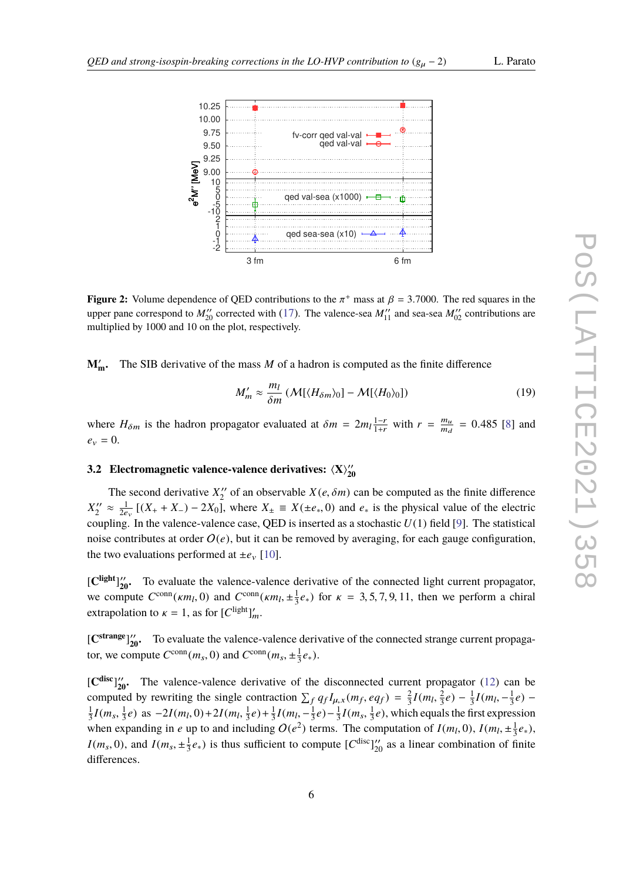**Figure 2:** Volume dependence of QED contributions to the $\pi^+$ mass at $\beta = 3.7000$. The red squares in the upper pane correspond to $M''_{20}$ corrected with (17). The valence-sea $M''_{11}$ and sea-sea $M''_{02}$ contributions are multiplied by 1000 and 10 on the plot, respectively.

**$\mathbf{M'_m}$.** The SIB derivative of the mass $M$ of a hadron is computed as the finite difference

$$M'_m \approx \frac{m_l}{\delta m} \left( \mathcal{M}[\langle H_{\delta m} \rangle_0] - \mathcal{M}[\langle H_0 \rangle_0] \right) \tag{19}$$

where $H_{\delta m}$ is the hadron propagator evaluated at $\delta m = 2m_l \frac{1-r}{1+r}$ with $r = \frac{m_u}{m_d} = 0.485$ [8] and $e_v = 0$.

### 3.2 Electromagnetic valence-valence derivatives: $\langle \mathbf{X} \rangle''_{20}$

The second derivative $X''_2$ of an observable $X(e, \delta m)$ can be computed as the finite difference $X''_2 \approx \frac{1}{2e_v} [(X_+ + X_-) - 2X_0]$, where $X_\pm \equiv X(\pm e_*, 0)$ and $e_*$ is the physical value of the electric coupling. In the valence-valence case, QED is inserted as a stochastic $U(1)$ field [9]. The statistical noise contributes at order $O(e)$, but it can be removed by averaging, for each gauge configuration, the two evaluations performed at $\pm e_v$ [10].

**$[\mathbf{C}^{\mathbf{light}}]''_{\mathbf{20}}$.** To evaluate the valence-valence derivative of the connected light current propagator, we compute $C^{\text{conn}}(\kappa m_l, 0)$ and $C^{\text{conn}}(\kappa m_l, \pm\frac{1}{3}e_*)$ for $\kappa = 3, 5, 7, 9, 11$, then we perform a chiral extrapolation to $\kappa = 1$, as for $[C^{\text{light}}]'_m$.

**$[\mathbf{C}^{\mathbf{strange}}]''_{\mathbf{20}}$.** To evaluate the valence-valence derivative of the connected strange current propagator, we compute $C^{\text{conn}}(m_s, 0)$ and $C^{\text{conn}}(m_s, \pm\frac{1}{3}e_*)$.

**$[\mathbf{C}^{\mathbf{disc}}]''_{\mathbf{20}}$.** The valence-valence derivative of the disconnected current propagator (12) can be computed by rewriting the single contraction $\sum_f q_f I_{\mu,x}(m_f, eq_f) = \frac{2}{3}I(m_l, \frac{2}{3}e) - \frac{1}{3}I(m_l, -\frac{1}{3}e) - \frac{1}{3}I(m_s, \frac{1}{3}e)$ as $-2I(m_l, 0) + 2I(m_l, \frac{1}{3}e) + \frac{1}{3}I(m_l, -\frac{1}{3}e) - \frac{1}{3}I(m_s, \frac{1}{3}e)$, which equals the first expression when expanding in $e$ up to and including $O(e^2)$ terms. The computation of $I(m_l, 0)$, $I(m_l, \pm\frac{1}{3}e_*)$, $I(m_s, 0)$, and $I(m_s, \pm\frac{1}{3}e_*)$ is thus sufficient to compute $[C^{\text{disc}}]''_{20}$ as a linear combination of finite differences.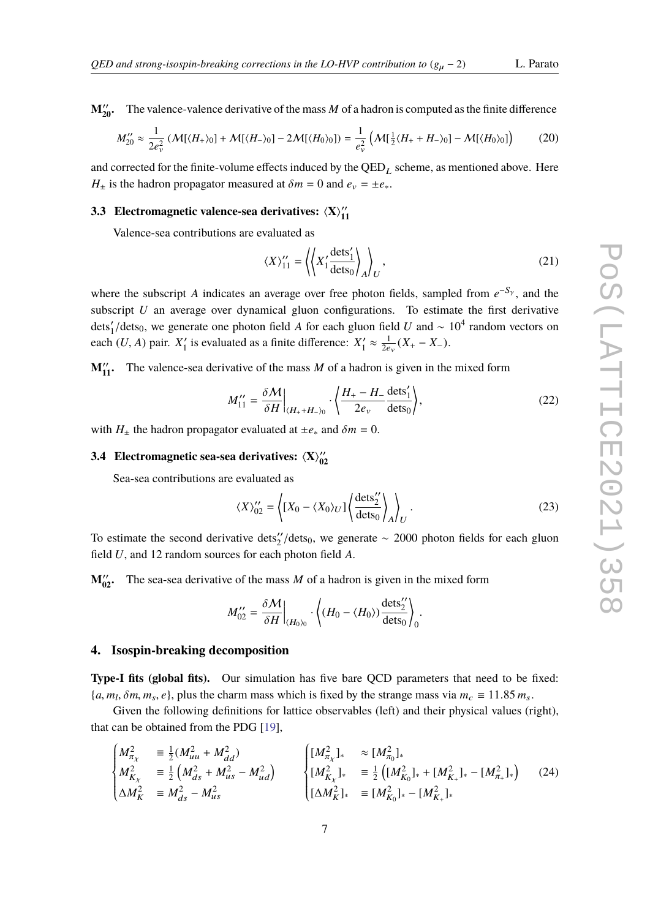**$\mathbf{M''_{20}}$.** The valence-valence derivative of the mass $M$ of a hadron is computed as the finite difference

$$M''_{20} \approx \frac{1}{2e_v^2}\left(\mathcal{M}[\langle H_+\rangle_0] + \mathcal{M}[\langle H_-\rangle_0] - 2\mathcal{M}[\langle H_0\rangle_0]\right) = \frac{1}{e_v^2}\left(\mathcal{M}[\tfrac{1}{2}\langle H_+ + H_-\rangle_0] - \mathcal{M}[\langle H_0\rangle_0]\right) \tag{20}$$

and corrected for the finite-volume effects induced by the $\mathrm{QED}_L$ scheme, as mentioned above. Here $H_\pm$ is the hadron propagator measured at $\delta m = 0$ and $e_v = \pm e_*$.

### 3.3 Electromagnetic valence-sea derivatives: $\langle \mathbf{X}\rangle''_{11}$

Valence-sea contributions are evaluated as

$$\langle X\rangle''_{11} = \left\langle \left\langle X'_1 \frac{\mathrm{dets}'_1}{\mathrm{dets}_0} \right\rangle_A \right\rangle_U, \tag{21}$$

where the subscript $A$ indicates an average over free photon fields, sampled from $e^{-S_\gamma}$, and the subscript $U$ an average over dynamical gluon configurations. To estimate the first derivative $\mathrm{dets}'_1/\mathrm{dets}_0$, we generate one photon field $A$ for each gluon field $U$ and $\sim 10^4$ random vectors on each $(U, A)$ pair. $X'_1$ is evaluated as a finite difference: $X'_1 \approx \frac{1}{2e_v}(X_+ - X_-)$.

**$\mathbf{M''_{11}}$.** The valence-sea derivative of the mass $M$ of a hadron is given in the mixed form

$$M''_{11} = \frac{\delta\mathcal{M}}{\delta H}\Big|_{\langle H_+ + H_-\rangle_0} \cdot \left\langle \frac{H_+ - H_-}{2e_v} \frac{\mathrm{dets}'_1}{\mathrm{dets}_0} \right\rangle, \tag{22}$$

with $H_\pm$ the hadron propagator evaluated at $\pm e_*$ and $\delta m = 0$.

### 3.4 Electromagnetic sea-sea derivatives: $\langle \mathbf{X}\rangle''_{02}$

Sea-sea contributions are evaluated as

$$\langle X\rangle''_{02} = \left\langle [X_0 - \langle X_0\rangle_U] \left\langle \frac{\mathrm{dets}''_2}{\mathrm{dets}_0} \right\rangle_A \right\rangle_U. \tag{23}$$

To estimate the second derivative $\mathrm{dets}''_2/\mathrm{dets}_0$, we generate $\sim$ 2000 photon fields for each gluon field $U$, and 12 random sources for each photon field $A$.

**$\mathbf{M''_{02}}$.** The sea-sea derivative of the mass $M$ of a hadron is given in the mixed form

$$M''_{02} = \frac{\delta\mathcal{M}}{\delta H}\Big|_{\langle H_0\rangle_0} \cdot \left\langle (H_0 - \langle H_0\rangle) \frac{\mathrm{dets}''_2}{\mathrm{dets}_0} \right\rangle_0.$$

## 4. Isospin-breaking decomposition

**Type-I fits (global fits).** Our simulation has five bare QCD parameters that need to be fixed: $\{a, m_l, \delta m, m_s, e\}$, plus the charm mass which is fixed by the strange mass via $m_c \equiv 11.85\, m_s$.

Given the following definitions for lattice observables (left) and their physical values (right), that can be obtained from the PDG [19],

$$\begin{cases} M^2_{\pi_\chi} & \equiv \frac{1}{2}(M^2_{uu} + M^2_{dd}) \\ M^2_{K_\chi} & \equiv \frac{1}{2}\left(M^2_{ds} + M^2_{us} - M^2_{ud}\right) \\ \Delta M^2_K & \equiv M^2_{ds} - M^2_{us} \end{cases} \qquad \begin{cases} [M^2_{\pi_\chi}]_* & \approx [M^2_{\pi_0}]_* \\ [M^2_{K_\chi}]_* & \equiv \frac{1}{2}\left([M^2_{K_0}]_* + [M^2_{K_+}]_* - [M^2_{\pi_+}]_*\right) \\ [\Delta M^2_K]_* & \equiv [M^2_{K_0}]_* - [M^2_{K_+}]_* \end{cases} \tag{24}$$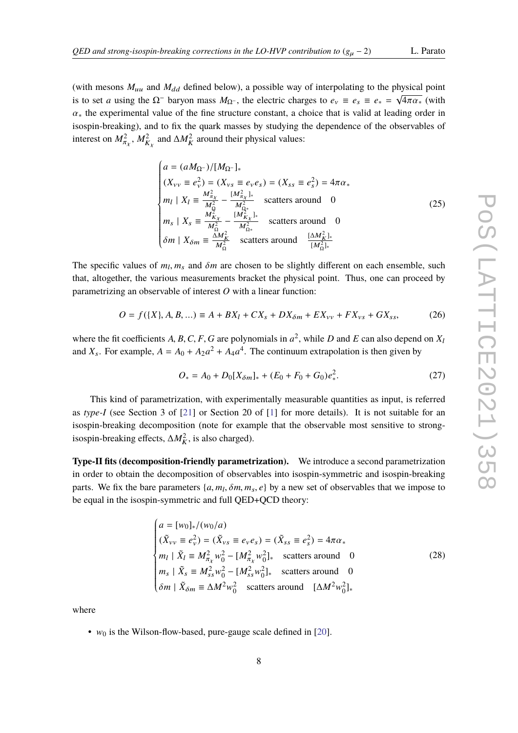(with mesons $M_{uu}$ and $M_{dd}$ defined below), a possible way of interpolating to the physical point is to set $a$ using the $\Omega^-$ baryon mass $M_{\Omega^-}$, the electric charges to $e_v \equiv e_s \equiv e_* = \sqrt{4\pi\alpha_*}$ (with $\alpha_*$ the experimental value of the fine structure constant, a choice that is valid at leading order in isospin-breaking), and to fix the quark masses by studying the dependence of the observables of interest on $M^2_{\pi_\chi}$, $M^2_{K_\chi}$ and $\Delta M^2_K$ around their physical values:

$$
\begin{cases}
a = (aM_{\Omega^-})/[M_{\Omega^-}]_* \\
(X_{vv} \equiv e_v^2) = (X_{vs} \equiv e_v e_s) = (X_{ss} \equiv e_s^2) = 4\pi\alpha_* \\
m_l \mid X_l \equiv \frac{M^2_{\pi_\chi}}{M^2_\Omega} - \frac{[M^2_{\pi_\chi}]_*}{M^2_{\Omega^*}} \quad \text{scatters around} \quad 0 \\
m_s \mid X_s \equiv \frac{M^2_{K_\chi}}{M^2_\Omega} - \frac{[M^2_{K_\chi}]_*}{M^2_{\Omega^*}} \quad \text{scatters around} \quad 0 \\
\delta m \mid X_{\delta m} \equiv \frac{\Delta M^2_K}{M^2_\Omega} \quad \text{scatters around} \quad \frac{[\Delta M^2_K]_*}{[M^2_\Omega]_*}
\end{cases}
\tag{25}
$$

The specific values of $m_l, m_s$ and $\delta m$ are chosen to be slightly different on each ensemble, such that, altogether, the various measurements bracket the physical point. Thus, one can proceed by parametrizing an observable of interest $O$ with a linear function:

$$
O = f(\{X\}, A, B, ...) \equiv A + BX_l + CX_s + DX_{\delta m} + EX_{vv} + FX_{vs} + GX_{ss}, \tag{26}
$$

where the fit coefficients $A, B, C, F, G$ are polynomials in $a^2$, while $D$ and $E$ can also depend on $X_l$ and $X_s$. For example, $A = A_0 + A_2 a^2 + A_4 a^4$. The continuum extrapolation is then given by

$$
O_* = A_0 + D_0[X_{\delta m}]_* + (E_0 + F_0 + G_0)e_*^2. \tag{27}
$$

This kind of parametrization, with experimentally measurable quantities as input, is referred as *type-I* (see Section 3 of [21] or Section 20 of [1] for more details). It is not suitable for an isospin-breaking decomposition (note for example that the observable most sensitive to strong-isospin-breaking effects, $\Delta M^2_K$, is also charged).

**Type-II fits (decomposition-friendly parametrization).** We introduce a second parametrization in order to obtain the decomposition of observables into isospin-symmetric and isospin-breaking parts. We fix the bare parameters $\{a, m_l, \delta m, m_s, e\}$ by a new set of observables that we impose to be equal in the isospin-symmetric and full QED+QCD theory:

$$
\begin{cases}
a = [w_0]_*/(w_0/a) \\
(\tilde{X}_{vv} \equiv e_v^2) = (\tilde{X}_{vs} \equiv e_v e_s) = (\tilde{X}_{ss} \equiv e_s^2) = 4\pi\alpha_* \\
m_l \mid \tilde{X}_l \equiv M^2_{\pi_\chi} w_0^2 - [M^2_{\pi_\chi} w_0^2]_* \quad \text{scatters around} \quad 0 \\
m_s \mid \tilde{X}_s \equiv M^2_{ss} w_0^2 - [M^2_{ss} w_0^2]_* \quad \text{scatters around} \quad 0 \\
\delta m \mid \tilde{X}_{\delta m} \equiv \Delta M^2 w_0^2 \quad \text{scatters around} \quad [\Delta M^2 w_0^2]_*
\end{cases}
\tag{28}
$$

where

- $w_0$ is the Wilson-flow-based, pure-gauge scale defined in [20].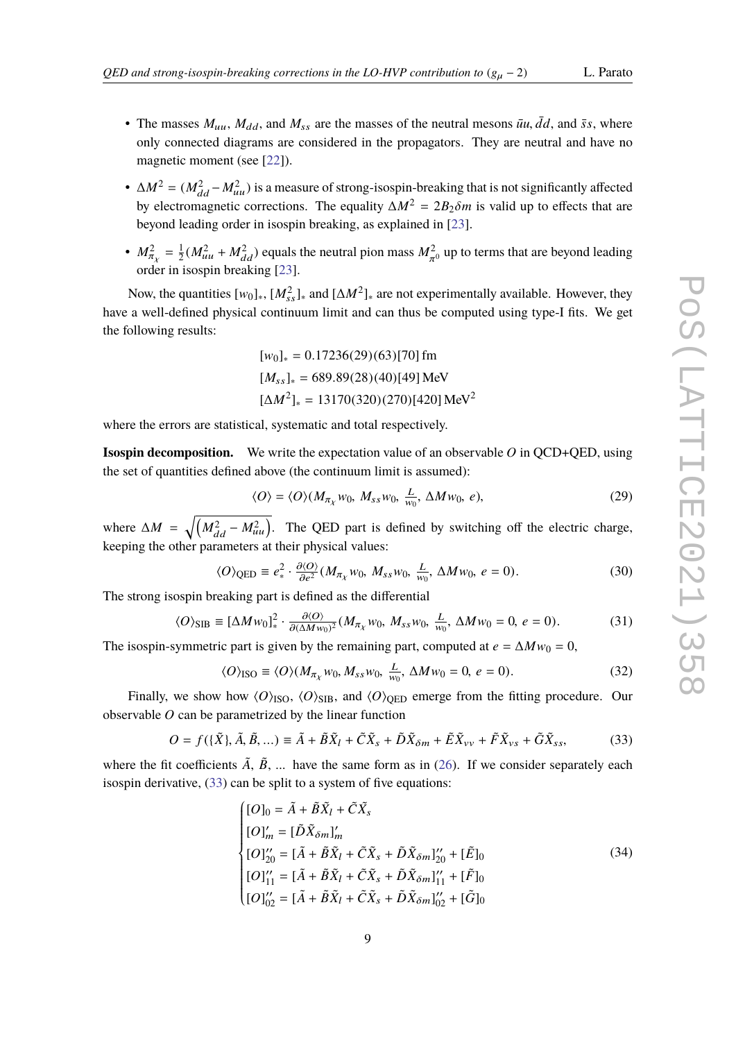- The masses $M_{uu}$, $M_{dd}$, and $M_{ss}$ are the masses of the neutral mesons $\bar{u}u$, $\bar{d}d$, and $\bar{s}s$, where only connected diagrams are considered in the propagators. They are neutral and have no magnetic moment (see [22]).
- $\Delta M^2 = (M_{dd}^2 - M_{uu}^2)$ is a measure of strong-isospin-breaking that is not significantly affected by electromagnetic corrections. The equality $\Delta M^2 = 2B_2\delta m$ is valid up to effects that are beyond leading order in isospin breaking, as explained in [23].
- $M_{\pi_\chi}^2 = \frac{1}{2}(M_{uu}^2 + M_{dd}^2)$ equals the neutral pion mass $M_{\pi^0}^2$ up to terms that are beyond leading order in isospin breaking [23].

Now, the quantities $[w_0]_*$, $[M_{ss}^2]_*$ and $[\Delta M^2]_*$ are not experimentally available. However, they have a well-defined physical continuum limit and can thus be computed using type-I fits. We get the following results:

$$
\begin{aligned}
[w_0]_* &= 0.17236(29)(63)[70]\,\text{fm}\\
[M_{ss}]_* &= 689.89(28)(40)[49]\,\text{MeV}\\
[\Delta M^2]_* &= 13170(320)(270)[420]\,\text{MeV}^2
\end{aligned}
$$

where the errors are statistical, systematic and total respectively.

**Isospin decomposition.** We write the expectation value of an observable $O$ in QCD+QED, using the set of quantities defined above (the continuum limit is assumed):

$$
\langle O\rangle = \langle O\rangle(M_{\pi_\chi}w_0,\ M_{ss}w_0,\ \tfrac{L}{w_0},\ \Delta M w_0,\ e), \tag{29}
$$

where $\Delta M = \sqrt{\left(M_{dd}^2 - M_{uu}^2\right)}$. The QED part is defined by switching off the electric charge, keeping the other parameters at their physical values:

$$
\langle O\rangle_{\text{QED}} \equiv e_*^2 \cdot \tfrac{\partial\langle O\rangle}{\partial e^2}(M_{\pi_\chi}w_0,\ M_{ss}w_0,\ \tfrac{L}{w_0},\ \Delta M w_0,\ e=0). \tag{30}
$$

The strong isospin breaking part is defined as the differential

$$
\langle O\rangle_{\text{SIB}} \equiv [\Delta M w_0]_*^2 \cdot \tfrac{\partial\langle O\rangle}{\partial(\Delta M w_0)^2}(M_{\pi_\chi}w_0,\ M_{ss}w_0,\ \tfrac{L}{w_0},\ \Delta M w_0 = 0,\ e=0). \tag{31}
$$

The isospin-symmetric part is given by the remaining part, computed at $e = \Delta M w_0 = 0$,

$$
\langle O\rangle_{\text{ISO}} \equiv \langle O\rangle(M_{\pi_\chi}w_0,\ M_{ss}w_0,\ \tfrac{L}{w_0},\ \Delta M w_0 = 0,\ e=0). \tag{32}
$$

Finally, we show how $\langle O\rangle_{\text{ISO}}$, $\langle O\rangle_{\text{SIB}}$, and $\langle O\rangle_{\text{QED}}$ emerge from the fitting procedure. Our observable $O$ can be parametrized by the linear function

$$
O = f(\{\tilde{X}\}, \tilde{A}, \tilde{B}, \ldots) \equiv \tilde{A} + \tilde{B}\tilde{X}_l + \tilde{C}\tilde{X}_s + \tilde{D}\tilde{X}_{\delta m} + \tilde{E}\tilde{X}_{vv} + \tilde{F}\tilde{X}_{vs} + \tilde{G}\tilde{X}_{ss}, \tag{33}
$$

where the fit coefficients $\tilde{A}$, $\tilde{B}$, ... have the same form as in (26). If we consider separately each isospin derivative, (33) can be split to a system of five equations:

$$
\begin{cases}
[O]_0 = \tilde{A} + \tilde{B}\tilde{X}_l + \tilde{C}\tilde{X}_s\\
[O]'_m = [\tilde{D}\tilde{X}_{\delta m}]'_m\\
[O]''_{20} = [\tilde{A} + \tilde{B}\tilde{X}_l + \tilde{C}\tilde{X}_s + \tilde{D}\tilde{X}_{\delta m}]''_{20} + [\tilde{E}]_0\\
[O]''_{11} = [\tilde{A} + \tilde{B}\tilde{X}_l + \tilde{C}\tilde{X}_s + \tilde{D}\tilde{X}_{\delta m}]''_{11} + [\tilde{F}]_0\\
[O]''_{02} = [\tilde{A} + \tilde{B}\tilde{X}_l + \tilde{C}\tilde{X}_s + \tilde{D}\tilde{X}_{\delta m}]''_{02} + [\tilde{G}]_0
\end{cases} \tag{34}
$$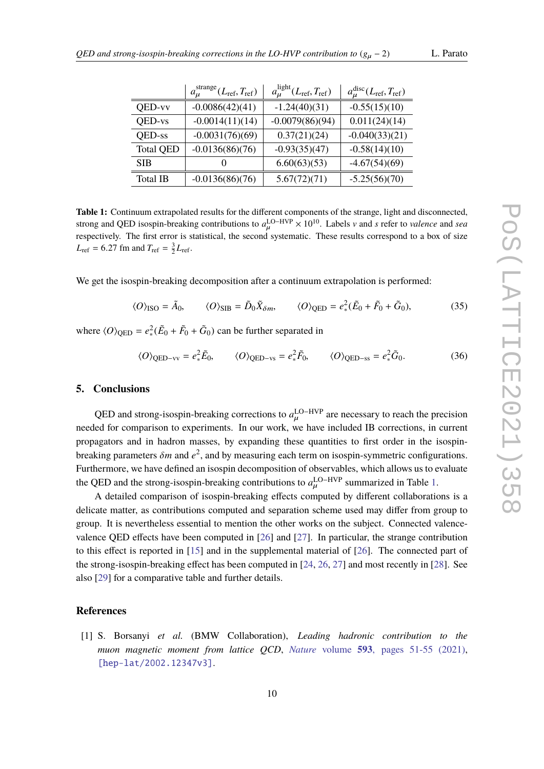| | $a_\mu^{\text{strange}}(L_{\text{ref}}, T_{\text{ref}})$ | $a_\mu^{\text{light}}(L_{\text{ref}}, T_{\text{ref}})$ | $a_\mu^{\text{disc}}(L_{\text{ref}}, T_{\text{ref}})$ |
|---|---|---|---|
| QED-vv | -0.0086(42)(41) | -1.24(40)(31) | -0.55(15)(10) |
| QED-vs | -0.0014(11)(14) | -0.0079(86)(94) | 0.011(24)(14) |
| QED-ss | -0.0031(76)(69) | 0.37(21)(24) | -0.040(33)(21) |
| Total QED | -0.0136(86)(76) | -0.93(35)(47) | -0.58(14)(10) |
| SIB | 0 | 6.60(63)(53) | -4.67(54)(69) |
| Total IB | -0.0136(86)(76) | 5.67(72)(71) | -5.25(56)(70) |

**Table 1:** Continuum extrapolated results for the different components of the strange, light and disconnected, strong and QED isospin-breaking contributions to $a_\mu^{\text{LO-HVP}} \times 10^{10}$. Labels $v$ and $s$ refer to *valence* and *sea* respectively. The first error is statistical, the second systematic. These results correspond to a box of size $L_{\text{ref}} = 6.27$ fm and $T_{\text{ref}} = \frac{3}{2} L_{\text{ref}}$.

We get the isospin-breaking decomposition after a continuum extrapolation is performed:

$$\langle O \rangle_{\text{ISO}} = \tilde{A}_0, \qquad \langle O \rangle_{\text{SIB}} = \tilde{D}_0 \tilde{X}_{\delta m}, \qquad \langle O \rangle_{\text{QED}} = e_*^2(\tilde{E}_0 + \tilde{F}_0 + \tilde{G}_0), \tag{35}$$

where $\langle O \rangle_{\text{QED}} = e_*^2(\tilde{E}_0 + \tilde{F}_0 + \tilde{G}_0)$ can be further separated in

$$\langle O \rangle_{\text{QED-vv}} = e_*^2 \tilde{E}_0, \qquad \langle O \rangle_{\text{QED-vs}} = e_*^2 \tilde{F}_0, \qquad \langle O \rangle_{\text{QED-ss}} = e_*^2 \tilde{G}_0. \tag{36}$$

## 5. Conclusions

QED and strong-isospin-breaking corrections to $a_\mu^{\text{LO-HVP}}$ are necessary to reach the precision needed for comparison to experiments. In our work, we have included IB corrections, in current propagators and in hadron masses, by expanding these quantities to first order in the isospin-breaking parameters $\delta m$ and $e^2$, and by measuring each term on isospin-symmetric configurations. Furthermore, we have defined an isospin decomposition of observables, which allows us to evaluate the QED and the strong-isospin-breaking contributions to $a_\mu^{\text{LO-HVP}}$ summarized in Table 1.

A detailed comparison of isospin-breaking effects computed by different collaborations is a delicate matter, as contributions computed and separation scheme used may differ from group to group. It is nevertheless essential to mention the other works on the subject. Connected valence-valence QED effects have been computed in [26] and [27]. In particular, the strange contribution to this effect is reported in [15] and in the supplemental material of [26]. The connected part of the strong-isospin-breaking effect has been computed in [24, 26, 27] and most recently in [28]. See also [29] for a comparative table and further details.

## References

[1] S. Borsanyi *et al.* (BMW Collaboration), *Leading hadronic contribution to the muon magnetic moment from lattice QCD*, *Nature* volume **593**, pages 51-55 (2021), [hep-lat/2002.12347v3].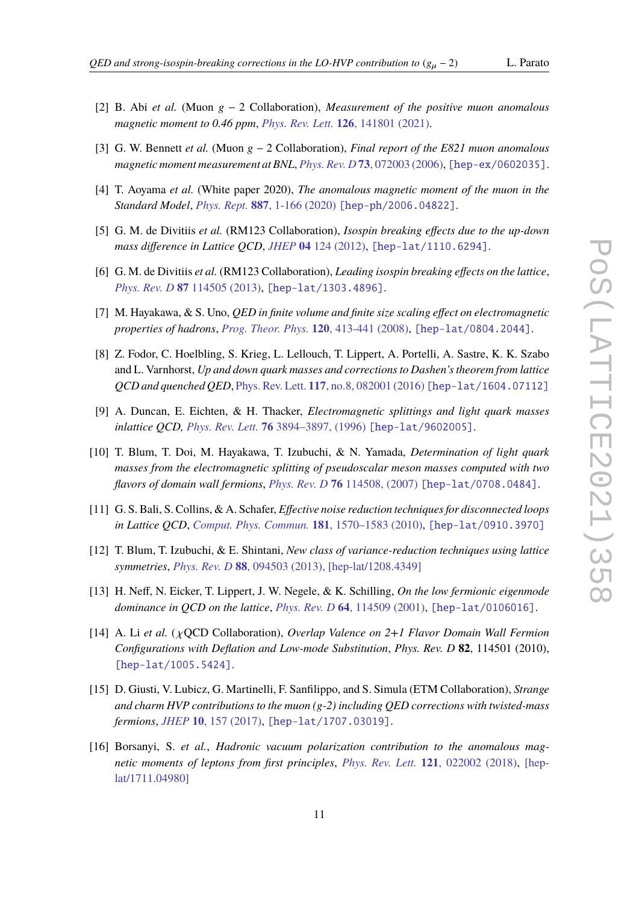[2] B. Abi *et al.* (Muon $g-2$ Collaboration), *Measurement of the positive muon anomalous magnetic moment to 0.46 ppm*, Phys. Rev. Lett. **126**, 141801 (2021).

[3] G. W. Bennett *et al.* (Muon $g-2$ Collaboration), *Final report of the E821 muon anomalous magnetic moment measurement at BNL*, Phys. Rev. D **73**, 072003 (2006), [hep-ex/0602035].

[4] T. Aoyama *et al.* (White paper 2020), *The anomalous magnetic moment of the muon in the Standard Model*, Phys. Rept. **887**, 1-166 (2020) [hep-ph/2006.04822].

[5] G. M. de Divitiis *et al.* (RM123 Collaboration), *Isospin breaking effects due to the up-down mass difference in Lattice QCD*, JHEP **04** 124 (2012), [hep-lat/1110.6294].

[6] G. M. de Divitiis *et al.* (RM123 Collaboration), *Leading isospin breaking effects on the lattice*, Phys. Rev. D **87** 114505 (2013), [hep-lat/1303.4896].

[7] M. Hayakawa, & S. Uno, *QED in finite volume and finite size scaling effect on electromagnetic properties of hadrons*, Prog. Theor. Phys. **120**, 413-441 (2008), [hep-lat/0804.2044].

[8] Z. Fodor, C. Hoelbling, S. Krieg, L. Lellouch, T. Lippert, A. Portelli, A. Sastre, K. K. Szabo and L. Varnhorst, *Up and down quark masses and corrections to Dashen's theorem from lattice QCD and quenched QED*, Phys. Rev. Lett. **117**, no.8, 082001 (2016) [hep-lat/1604.07112]

[9] A. Duncan, E. Eichten, & H. Thacker, *Electromagnetic splittings and light quark masses inlattice QCD*, Phys. Rev. Lett. **76** 3894–3897, (1996) [hep-lat/9602005].

[10] T. Blum, T. Doi, M. Hayakawa, T. Izubuchi, & N. Yamada, *Determination of light quark masses from the electromagnetic splitting of pseudoscalar meson masses computed with two flavors of domain wall fermions*, Phys. Rev. D **76** 114508, (2007) [hep-lat/0708.0484].

[11] G. S. Bali, S. Collins, & A. Schafer, *Effective noise reduction techniques for disconnected loops in Lattice QCD*, Comput. Phys. Commun. **181**, 1570–1583 (2010), [hep-lat/0910.3970]

[12] T. Blum, T. Izubuchi, & E. Shintani, *New class of variance-reduction techniques using lattice symmetries*, Phys. Rev. D **88**, 094503 (2013), [hep-lat/1208.4349]

[13] H. Neff, N. Eicker, T. Lippert, J. W. Negele, & K. Schilling, *On the low fermionic eigenmode dominance in QCD on the lattice*, Phys. Rev. D **64**, 114509 (2001), [hep-lat/0106016].

[14] A. Li *et al.* ($\chi$QCD Collaboration), *Overlap Valence on 2+1 Flavor Domain Wall Fermion Configurations with Deflation and Low-mode Substitution*, *Phys. Rev. D* **82**, 114501 (2010), [hep-lat/1005.5424].

[15] D. Giusti, V. Lubicz, G. Martinelli, F. Sanfilippo, and S. Simula (ETM Collaboration), *Strange and charm HVP contributions to the muon (g-2) including QED corrections with twisted-mass fermions*, JHEP **10**, 157 (2017), [hep-lat/1707.03019].

[16] Borsanyi, S. *et al.*, *Hadronic vacuum polarization contribution to the anomalous magnetic moments of leptons from first principles*, Phys. Rev. Lett. **121**, 022002 (2018), [hep-lat/1711.04980]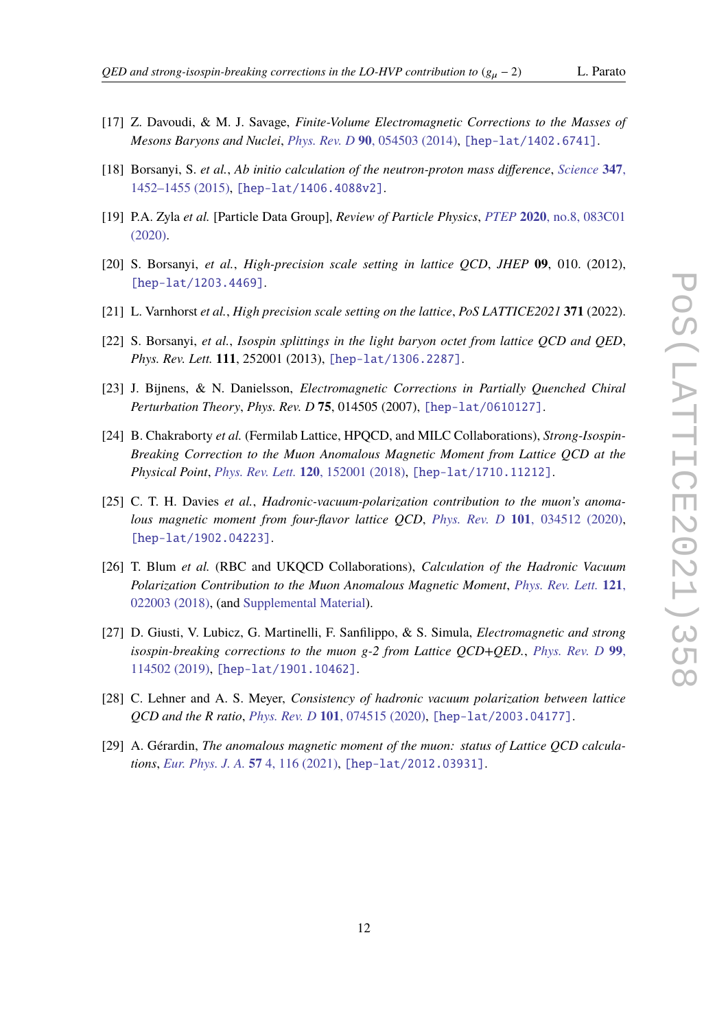[17] Z. Davoudi, & M. J. Savage, *Finite-Volume Electromagnetic Corrections to the Masses of Mesons Baryons and Nuclei*, Phys. Rev. D **90**, 054503 (2014), [hep-lat/1402.6741].

[18] Borsanyi, S. *et al.*, *Ab initio calculation of the neutron-proton mass difference*, Science **347**, 1452–1455 (2015), [hep-lat/1406.4088v2].

[19] P.A. Zyla *et al.* [Particle Data Group], *Review of Particle Physics*, PTEP **2020**, no.8, 083C01 (2020).

[20] S. Borsanyi, *et al.*, *High-precision scale setting in lattice QCD*, *JHEP* **09**, 010. (2012), [hep-lat/1203.4469].

[21] L. Varnhorst *et al.*, *High precision scale setting on the lattice*, *PoS LATTICE2021* **371** (2022).

[22] S. Borsanyi, *et al.*, *Isospin splittings in the light baryon octet from lattice QCD and QED*, *Phys. Rev. Lett.* **111**, 252001 (2013), [hep-lat/1306.2287].

[23] J. Bijnens, & N. Danielsson, *Electromagnetic Corrections in Partially Quenched Chiral Perturbation Theory*, *Phys. Rev. D* **75**, 014505 (2007), [hep-lat/0610127].

[24] B. Chakraborty *et al.* (Fermilab Lattice, HPQCD, and MILC Collaborations), *Strong-Isospin-Breaking Correction to the Muon Anomalous Magnetic Moment from Lattice QCD at the Physical Point*, Phys. Rev. Lett. **120**, 152001 (2018), [hep-lat/1710.11212].

[25] C. T. H. Davies *et al.*, *Hadronic-vacuum-polarization contribution to the muon's anomalous magnetic moment from four-flavor lattice QCD*, Phys. Rev. D **101**, 034512 (2020), [hep-lat/1902.04223].

[26] T. Blum *et al.* (RBC and UKQCD Collaborations), *Calculation of the Hadronic Vacuum Polarization Contribution to the Muon Anomalous Magnetic Moment*, Phys. Rev. Lett. **121**, 022003 (2018), (and Supplemental Material).

[27] D. Giusti, V. Lubicz, G. Martinelli, F. Sanfilippo, & S. Simula, *Electromagnetic and strong isospin-breaking corrections to the muon g-2 from Lattice QCD+QED.*, Phys. Rev. D **99**, 114502 (2019), [hep-lat/1901.10462].

[28] C. Lehner and A. S. Meyer, *Consistency of hadronic vacuum polarization between lattice QCD and the R ratio*, Phys. Rev. D **101**, 074515 (2020), [hep-lat/2003.04177].

[29] A. Gérardin, *The anomalous magnetic moment of the muon: status of Lattice QCD calculations*, Eur. Phys. J. A. **57** 4, 116 (2021), [hep-lat/2012.03931].